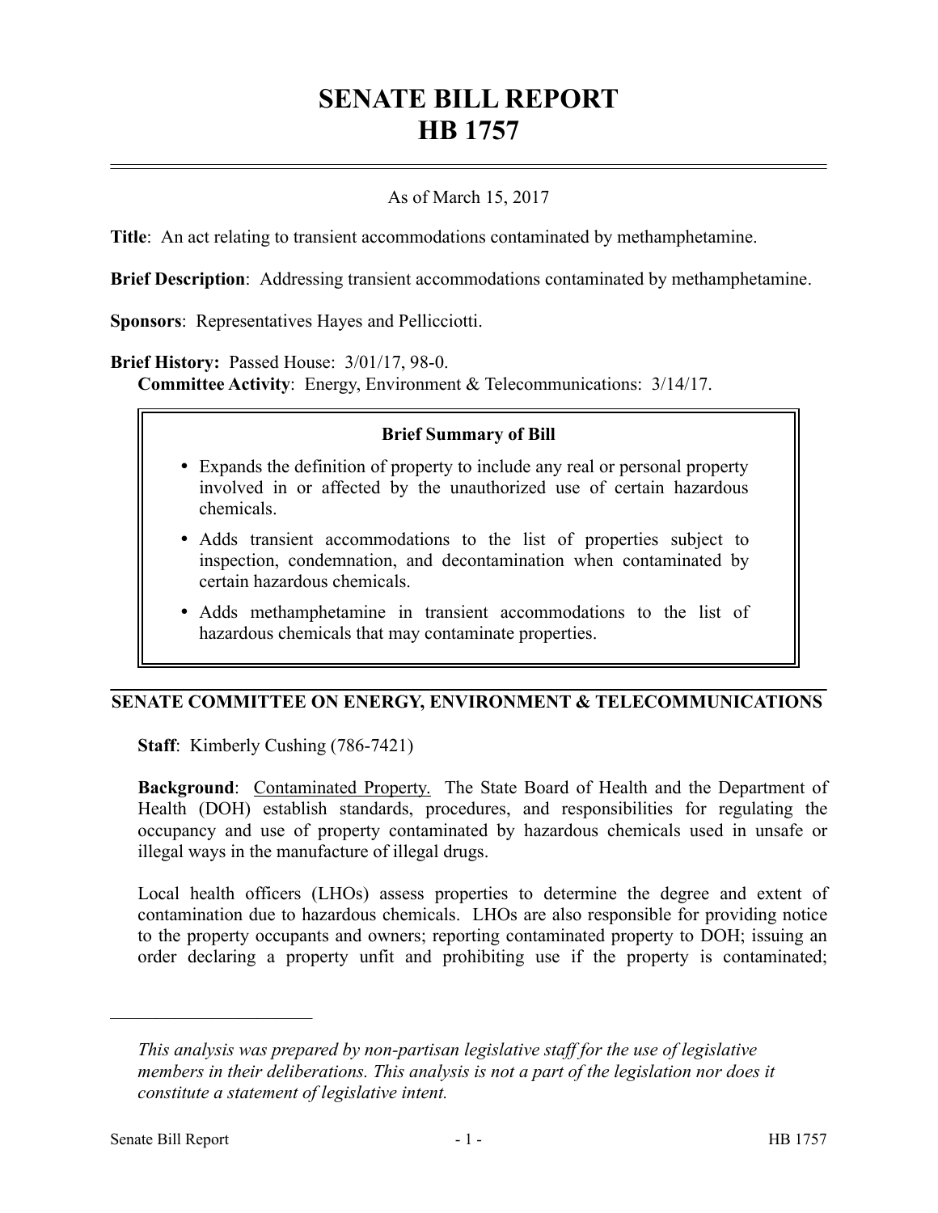# SENATE BILL REPORT
# HB 1757

As of March 15, 2017

**Title**: An act relating to transient accommodations contaminated by methamphetamine.

**Brief Description**: Addressing transient accommodations contaminated by methamphetamine.

**Sponsors**: Representatives Hayes and Pellicciotti.

**Brief History:** Passed House: 3/01/17, 98-0.
**Committee Activity**: Energy, Environment & Telecommunications: 3/14/17.

**Brief Summary of Bill**

- Expands the definition of property to include any real or personal property involved in or affected by the unauthorized use of certain hazardous chemicals.
- Adds transient accommodations to the list of properties subject to inspection, condemnation, and decontamination when contaminated by certain hazardous chemicals.
- Adds methamphetamine in transient accommodations to the list of hazardous chemicals that may contaminate properties.

## SENATE COMMITTEE ON ENERGY, ENVIRONMENT & TELECOMMUNICATIONS

**Staff**: Kimberly Cushing (786-7421)

**Background**: Contaminated Property. The State Board of Health and the Department of Health (DOH) establish standards, procedures, and responsibilities for regulating the occupancy and use of property contaminated by hazardous chemicals used in unsafe or illegal ways in the manufacture of illegal drugs.

Local health officers (LHOs) assess properties to determine the degree and extent of contamination due to hazardous chemicals. LHOs are also responsible for providing notice to the property occupants and owners; reporting contaminated property to DOH; issuing an order declaring a property unfit and prohibiting use if the property is contaminated;

---

*This analysis was prepared by non-partisan legislative staff for the use of legislative members in their deliberations. This analysis is not a part of the legislation nor does it constitute a statement of legislative intent.*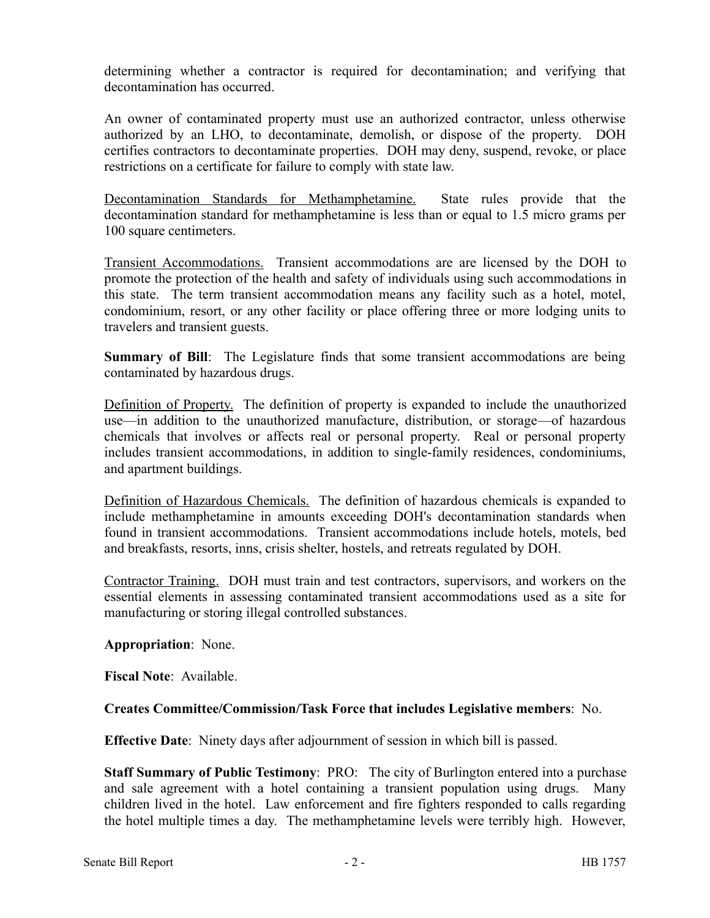determining whether a contractor is required for decontamination; and verifying that decontamination has occurred.

An owner of contaminated property must use an authorized contractor, unless otherwise authorized by an LHO, to decontaminate, demolish, or dispose of the property. DOH certifies contractors to decontaminate properties. DOH may deny, suspend, revoke, or place restrictions on a certificate for failure to comply with state law.

Decontamination Standards for Methamphetamine. State rules provide that the decontamination standard for methamphetamine is less than or equal to 1.5 micro grams per 100 square centimeters.

Transient Accommodations. Transient accommodations are are licensed by the DOH to promote the protection of the health and safety of individuals using such accommodations in this state. The term transient accommodation means any facility such as a hotel, motel, condominium, resort, or any other facility or place offering three or more lodging units to travelers and transient guests.

**Summary of Bill**: The Legislature finds that some transient accommodations are being contaminated by hazardous drugs.

Definition of Property. The definition of property is expanded to include the unauthorized use—in addition to the unauthorized manufacture, distribution, or storage—of hazardous chemicals that involves or affects real or personal property. Real or personal property includes transient accommodations, in addition to single-family residences, condominiums, and apartment buildings.

Definition of Hazardous Chemicals. The definition of hazardous chemicals is expanded to include methamphetamine in amounts exceeding DOH's decontamination standards when found in transient accommodations. Transient accommodations include hotels, motels, bed and breakfasts, resorts, inns, crisis shelter, hostels, and retreats regulated by DOH.

Contractor Training. DOH must train and test contractors, supervisors, and workers on the essential elements in assessing contaminated transient accommodations used as a site for manufacturing or storing illegal controlled substances.

**Appropriation**: None.

**Fiscal Note**: Available.

**Creates Committee/Commission/Task Force that includes Legislative members**: No.

**Effective Date**: Ninety days after adjournment of session in which bill is passed.

**Staff Summary of Public Testimony**: PRO: The city of Burlington entered into a purchase and sale agreement with a hotel containing a transient population using drugs. Many children lived in the hotel. Law enforcement and fire fighters responded to calls regarding the hotel multiple times a day. The methamphetamine levels were terribly high. However,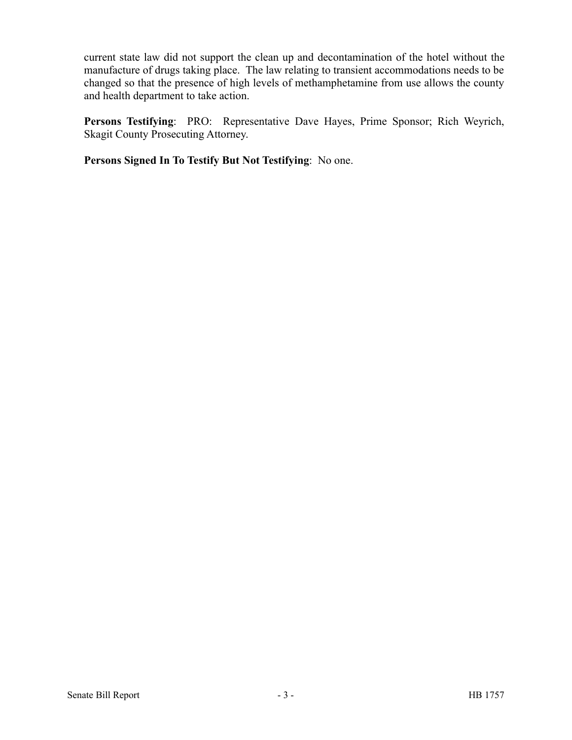current state law did not support the clean up and decontamination of the hotel without the manufacture of drugs taking place. The law relating to transient accommodations needs to be changed so that the presence of high levels of methamphetamine from use allows the county and health department to take action.

**Persons Testifying**: PRO: Representative Dave Hayes, Prime Sponsor; Rich Weyrich, Skagit County Prosecuting Attorney.

**Persons Signed In To Testify But Not Testifying**: No one.